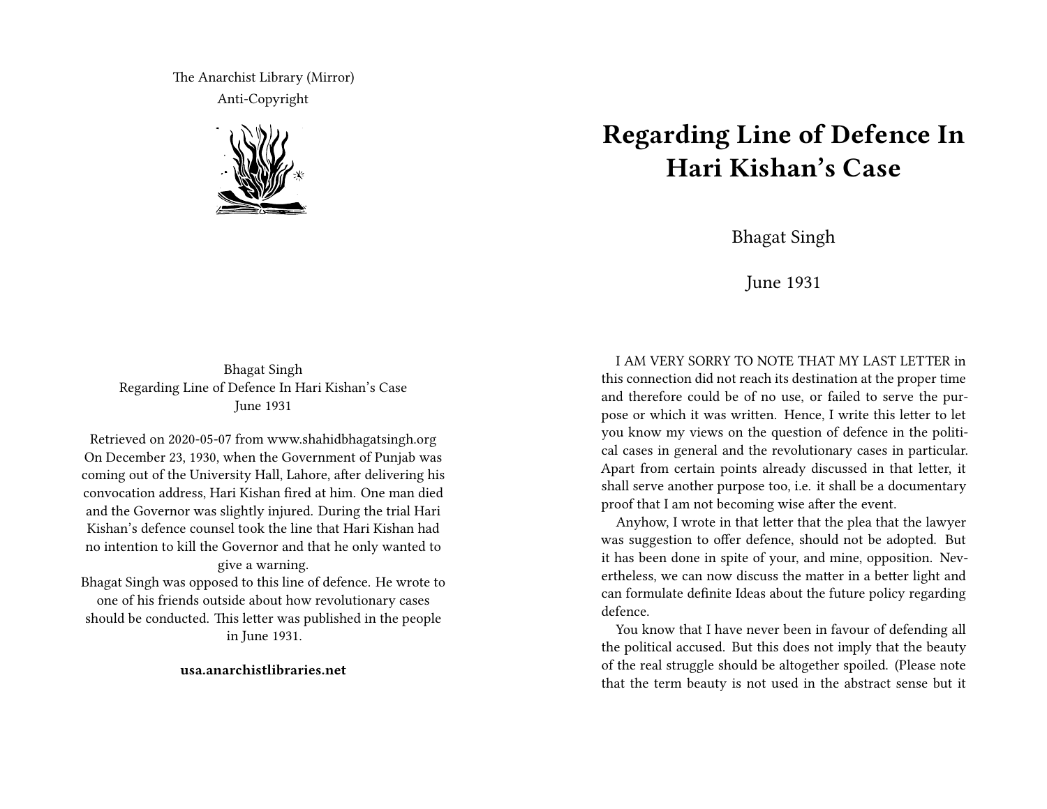The Anarchist Library (Mirror)
Anti-Copyright

Bhagat Singh
Regarding Line of Defence In Hari Kishan's Case
June 1931

Retrieved on 2020-05-07 from www.shahidbhagatsingh.org
On December 23, 1930, when the Government of Punjab was coming out of the University Hall, Lahore, after delivering his convocation address, Hari Kishan fired at him. One man died and the Governor was slightly injured. During the trial Hari Kishan's defence counsel took the line that Hari Kishan had no intention to kill the Governor and that he only wanted to give a warning.
Bhagat Singh was opposed to this line of defence. He wrote to one of his friends outside about how revolutionary cases should be conducted. This letter was published in the people in June 1931.

**usa.anarchistlibraries.net**

# Regarding Line of Defence In Hari Kishan's Case

Bhagat Singh

June 1931

I AM VERY SORRY TO NOTE THAT MY LAST LETTER in this connection did not reach its destination at the proper time and therefore could be of no use, or failed to serve the purpose or which it was written. Hence, I write this letter to let you know my views on the question of defence in the political cases in general and the revolutionary cases in particular. Apart from certain points already discussed in that letter, it shall serve another purpose too, i.e. it shall be a documentary proof that I am not becoming wise after the event.

Anyhow, I wrote in that letter that the plea that the lawyer was suggestion to offer defence, should not be adopted. But it has been done in spite of your, and mine, opposition. Nevertheless, we can now discuss the matter in a better light and can formulate definite Ideas about the future policy regarding defence.

You know that I have never been in favour of defending all the political accused. But this does not imply that the beauty of the real struggle should be altogether spoiled. (Please note that the term beauty is not used in the abstract sense but it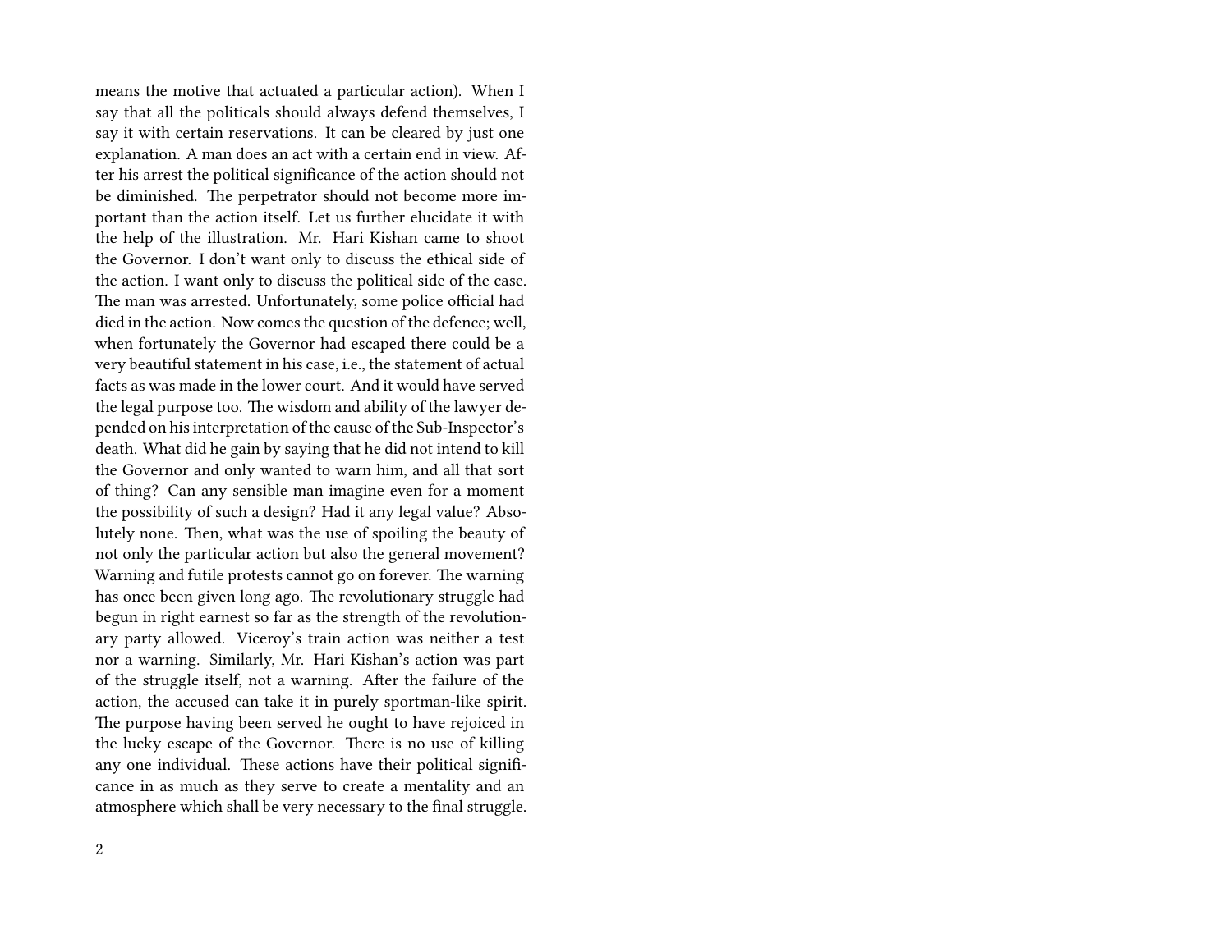means the motive that actuated a particular action). When I say that all the politicals should always defend themselves, I say it with certain reservations. It can be cleared by just one explanation. A man does an act with a certain end in view. After his arrest the political significance of the action should not be diminished. The perpetrator should not become more important than the action itself. Let us further elucidate it with the help of the illustration. Mr. Hari Kishan came to shoot the Governor. I don't want only to discuss the ethical side of the action. I want only to discuss the political side of the case. The man was arrested. Unfortunately, some police official had died in the action. Now comes the question of the defence; well, when fortunately the Governor had escaped there could be a very beautiful statement in his case, i.e., the statement of actual facts as was made in the lower court. And it would have served the legal purpose too. The wisdom and ability of the lawyer depended on his interpretation of the cause of the Sub-Inspector's death. What did he gain by saying that he did not intend to kill the Governor and only wanted to warn him, and all that sort of thing? Can any sensible man imagine even for a moment the possibility of such a design? Had it any legal value? Absolutely none. Then, what was the use of spoiling the beauty of not only the particular action but also the general movement? Warning and futile protests cannot go on forever. The warning has once been given long ago. The revolutionary struggle had begun in right earnest so far as the strength of the revolutionary party allowed. Viceroy's train action was neither a test nor a warning. Similarly, Mr. Hari Kishan's action was part of the struggle itself, not a warning. After the failure of the action, the accused can take it in purely sportman-like spirit. The purpose having been served he ought to have rejoiced in the lucky escape of the Governor. There is no use of killing any one individual. These actions have their political significance in as much as they serve to create a mentality and an atmosphere which shall be very necessary to the final struggle.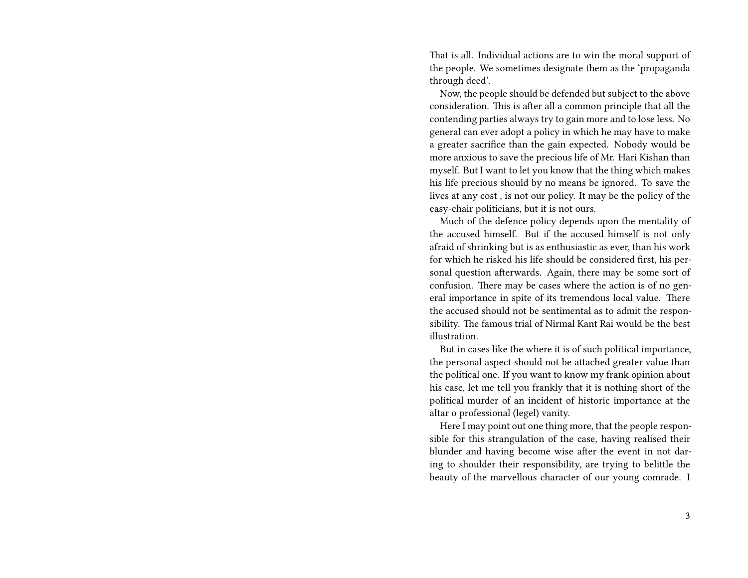That is all. Individual actions are to win the moral support of the people. We sometimes designate them as the 'propaganda through deed'.

Now, the people should be defended but subject to the above consideration. This is after all a common principle that all the contending parties always try to gain more and to lose less. No general can ever adopt a policy in which he may have to make a greater sacrifice than the gain expected. Nobody would be more anxious to save the precious life of Mr. Hari Kishan than myself. But I want to let you know that the thing which makes his life precious should by no means be ignored. To save the lives at any cost , is not our policy. It may be the policy of the easy-chair politicians, but it is not ours.

Much of the defence policy depends upon the mentality of the accused himself. But if the accused himself is not only afraid of shrinking but is as enthusiastic as ever, than his work for which he risked his life should be considered first, his personal question afterwards. Again, there may be some sort of confusion. There may be cases where the action is of no general importance in spite of its tremendous local value. There the accused should not be sentimental as to admit the responsibility. The famous trial of Nirmal Kant Rai would be the best illustration.

But in cases like the where it is of such political importance, the personal aspect should not be attached greater value than the political one. If you want to know my frank opinion about his case, let me tell you frankly that it is nothing short of the political murder of an incident of historic importance at the altar o professional (legel) vanity.

Here I may point out one thing more, that the people responsible for this strangulation of the case, having realised their blunder and having become wise after the event in not daring to shoulder their responsibility, are trying to belittle the beauty of the marvellous character of our young comrade. I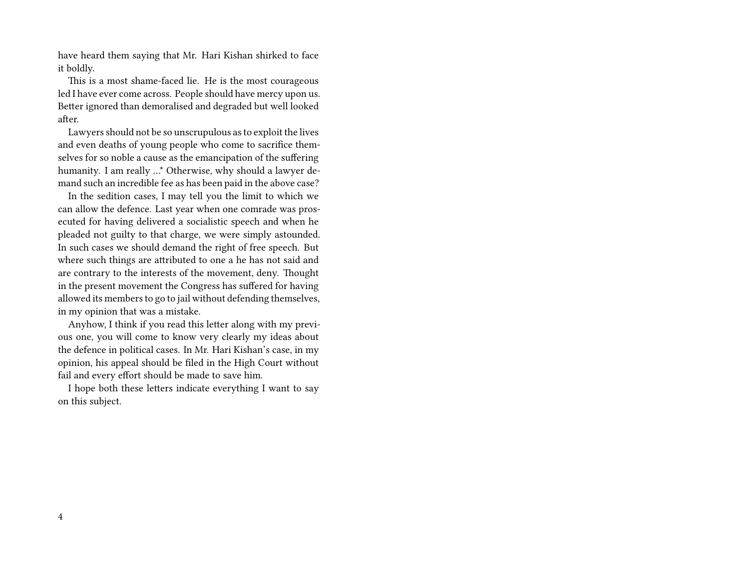have heard them saying that Mr. Hari Kishan shirked to face it boldly.

This is a most shame-faced lie. He is the most courageous led I have ever come across. People should have mercy upon us. Better ignored than demoralised and degraded but well looked after.

Lawyers should not be so unscrupulous as to exploit the lives and even deaths of young people who come to sacrifice themselves for so noble a cause as the emancipation of the suffering humanity. I am really …* Otherwise, why should a lawyer demand such an incredible fee as has been paid in the above case?

In the sedition cases, I may tell you the limit to which we can allow the defence. Last year when one comrade was prosecuted for having delivered a socialistic speech and when he pleaded not guilty to that charge, we were simply astounded. In such cases we should demand the right of free speech. But where such things are attributed to one a he has not said and are contrary to the interests of the movement, deny. Thought in the present movement the Congress has suffered for having allowed its members to go to jail without defending themselves, in my opinion that was a mistake.

Anyhow, I think if you read this letter along with my previous one, you will come to know very clearly my ideas about the defence in political cases. In Mr. Hari Kishan's case, in my opinion, his appeal should be filed in the High Court without fail and every effort should be made to save him.

I hope both these letters indicate everything I want to say on this subject.